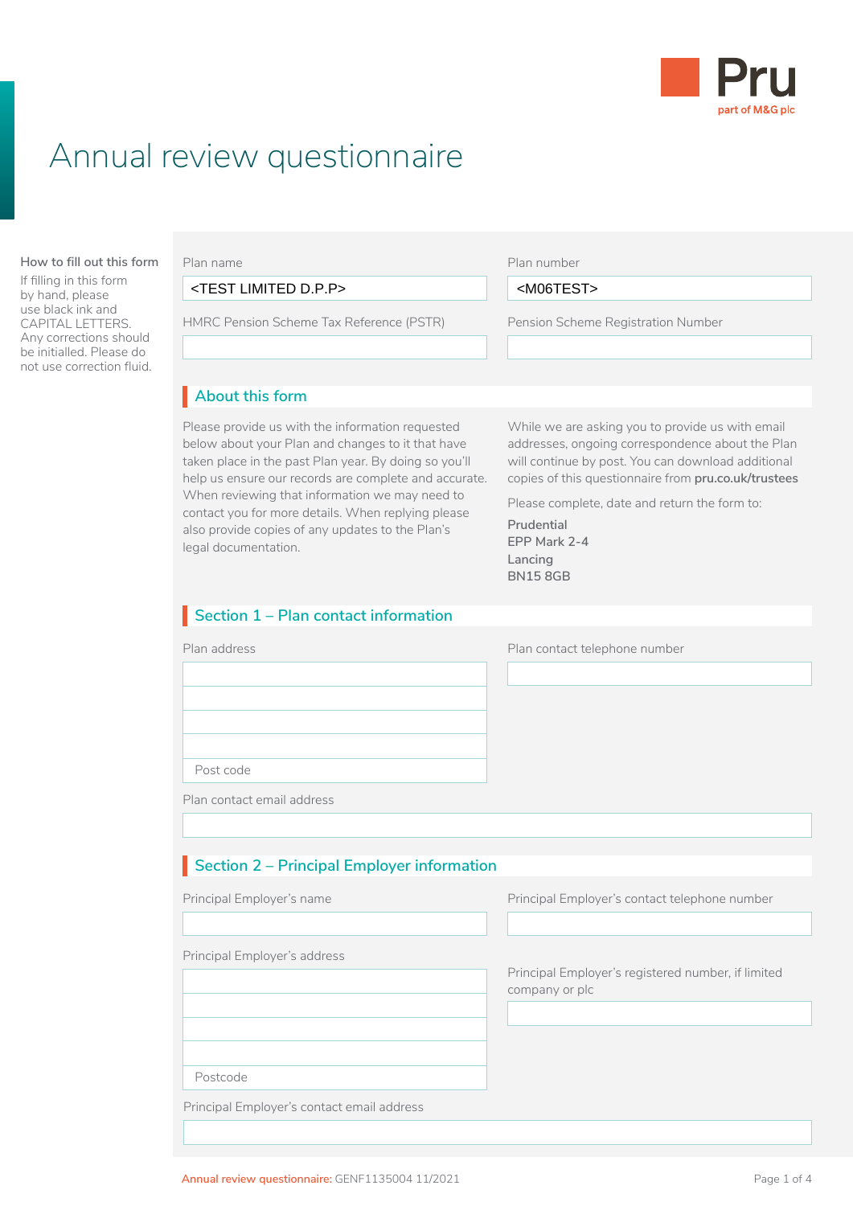Pru
part of M&G plc

# Annual review questionnaire

**How to fill out this form**

If filling in this form by hand, please use black ink and CAPITAL LETTERS. Any corrections should be initialled. Please do not use correction fluid.

Plan name: <TEST LIMITED D.P.P>

Plan number: <M06TEST>

HMRC Pension Scheme Tax Reference (PSTR):

Pension Scheme Registration Number:

## About this form

Please provide us with the information requested below about your Plan and changes to it that have taken place in the past Plan year. By doing so you'll help us ensure our records are complete and accurate. When reviewing that information we may need to contact you for more details. When replying please also provide copies of any updates to the Plan's legal documentation.

While we are asking you to provide us with email addresses, ongoing correspondence about the Plan will continue by post. You can download additional copies of this questionnaire from **pru.co.uk/trustees**

Please complete, date and return the form to:

**Prudential**
**EPP Mark 2-4**
**Lancing**
**BN15 8GB**

## Section 1 – Plan contact information

Plan address:

Post code:

Plan contact telephone number:

Plan contact email address:

## Section 2 – Principal Employer information

Principal Employer's name:

Principal Employer's contact telephone number:

Principal Employer's address:

Postcode:

Principal Employer's registered number, if limited company or plc:

Principal Employer's contact email address:

Annual review questionnaire: GENF1135004 11/2021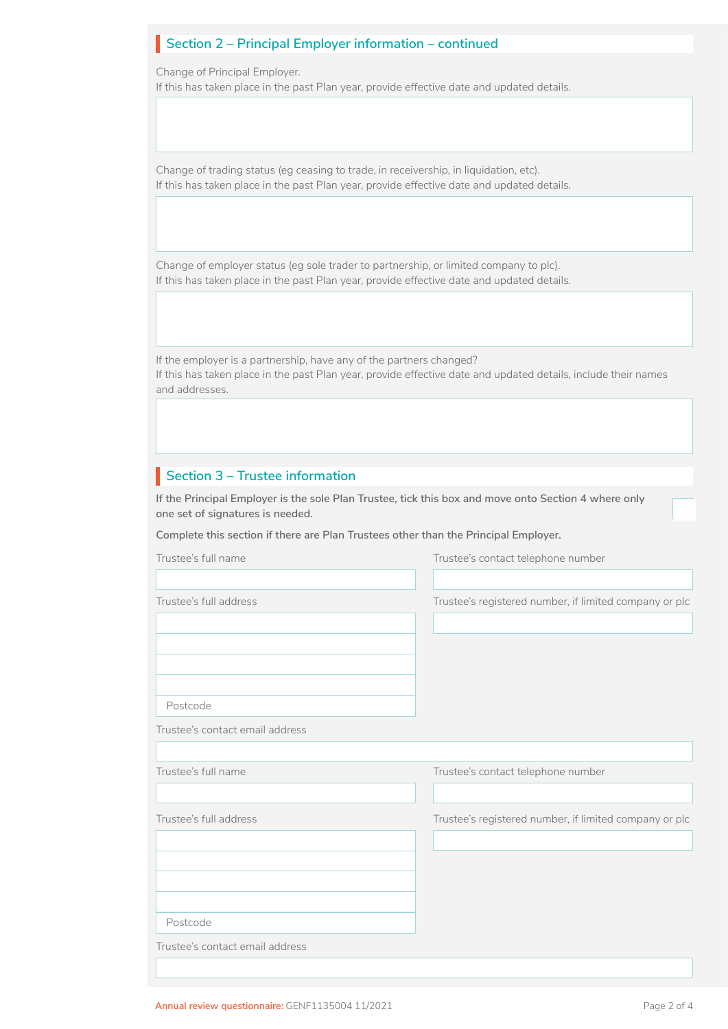## Section 2 – Principal Employer information – continued

Change of Principal Employer.
If this has taken place in the past Plan year, provide effective date and updated details.

Change of trading status (eg ceasing to trade, in receivership, in liquidation, etc).
If this has taken place in the past Plan year, provide effective date and updated details.

Change of employer status (eg sole trader to partnership, or limited company to plc).
If this has taken place in the past Plan year, provide effective date and updated details.

If the employer is a partnership, have any of the partners changed?
If this has taken place in the past Plan year, provide effective date and updated details, include their names and addresses.

## Section 3 – Trustee information

**If the Principal Employer is the sole Plan Trustee, tick this box and move onto Section 4 where only one set of signatures is needed.**

**Complete this section if there are Plan Trustees other than the Principal Employer.**

Trustee's full name

Trustee's contact telephone number

Trustee's full address

Trustee's registered number, if limited company or plc

Postcode

Trustee's contact email address

Trustee's full name

Trustee's contact telephone number

Trustee's full address

Trustee's registered number, if limited company or plc

Postcode

Trustee's contact email address

Annual review questionnaire: GENF1135004 11/2021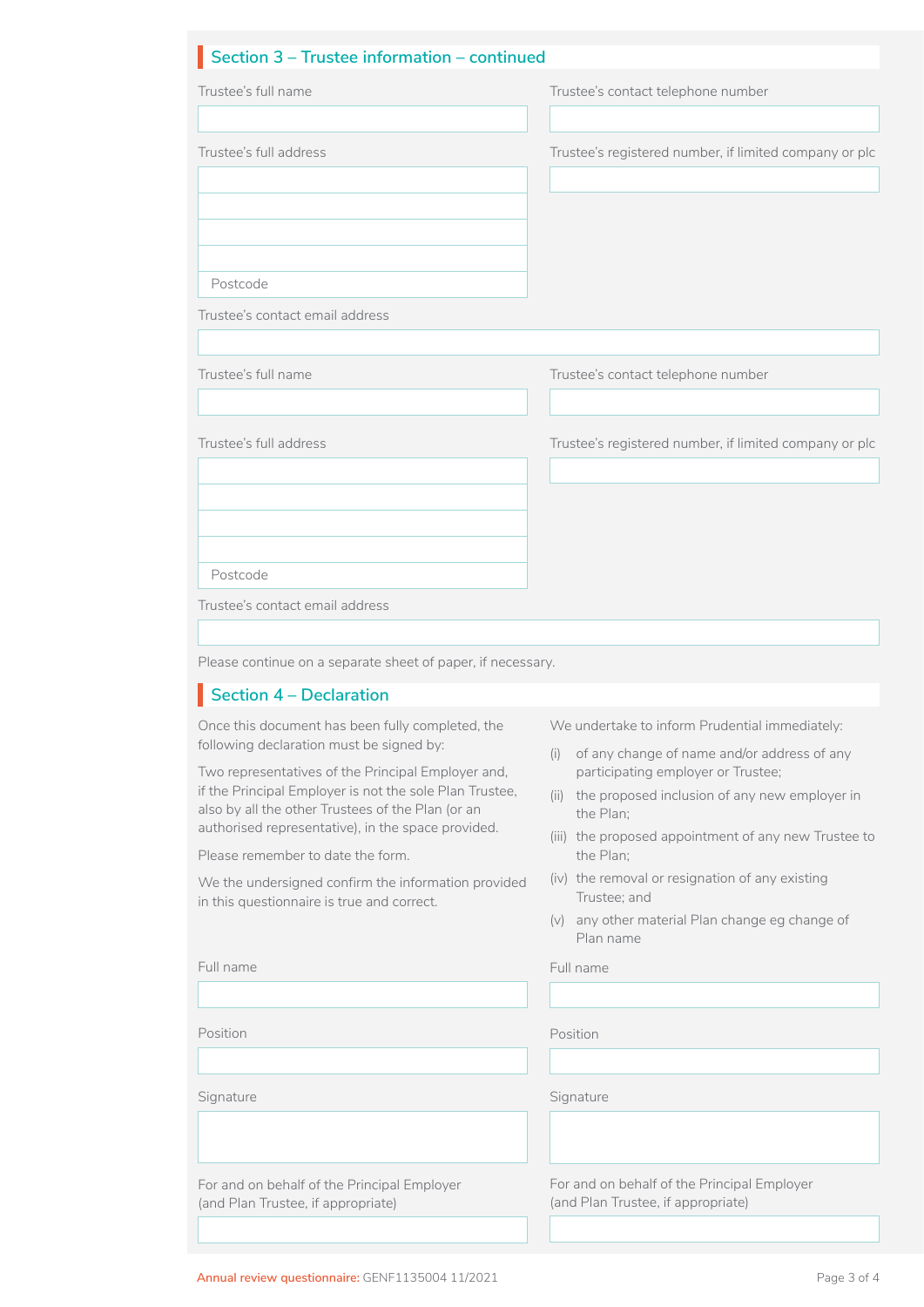## Section 3 – Trustee information – continued

Trustee's full name

Trustee's contact telephone number

Trustee's full address

Postcode

Trustee's registered number, if limited company or plc

Trustee's contact email address

Trustee's full name

Trustee's contact telephone number

Trustee's full address

Postcode

Trustee's registered number, if limited company or plc

Trustee's contact email address

Please continue on a separate sheet of paper, if necessary.

## Section 4 – Declaration

Once this document has been fully completed, the following declaration must be signed by:

Two representatives of the Principal Employer and, if the Principal Employer is not the sole Plan Trustee, also by all the other Trustees of the Plan (or an authorised representative), in the space provided.

Please remember to date the form.

We the undersigned confirm the information provided in this questionnaire is true and correct.

We undertake to inform Prudential immediately:

(i) of any change of name and/or address of any participating employer or Trustee;

(ii) the proposed inclusion of any new employer in the Plan;

(iii) the proposed appointment of any new Trustee to the Plan;

(iv) the removal or resignation of any existing Trustee; and

(v) any other material Plan change eg change of Plan name

Full name

Position

Signature

For and on behalf of the Principal Employer (and Plan Trustee, if appropriate)

Full name

Position

Signature

For and on behalf of the Principal Employer (and Plan Trustee, if appropriate)

Annual review questionnaire: GENF1135004 11/2021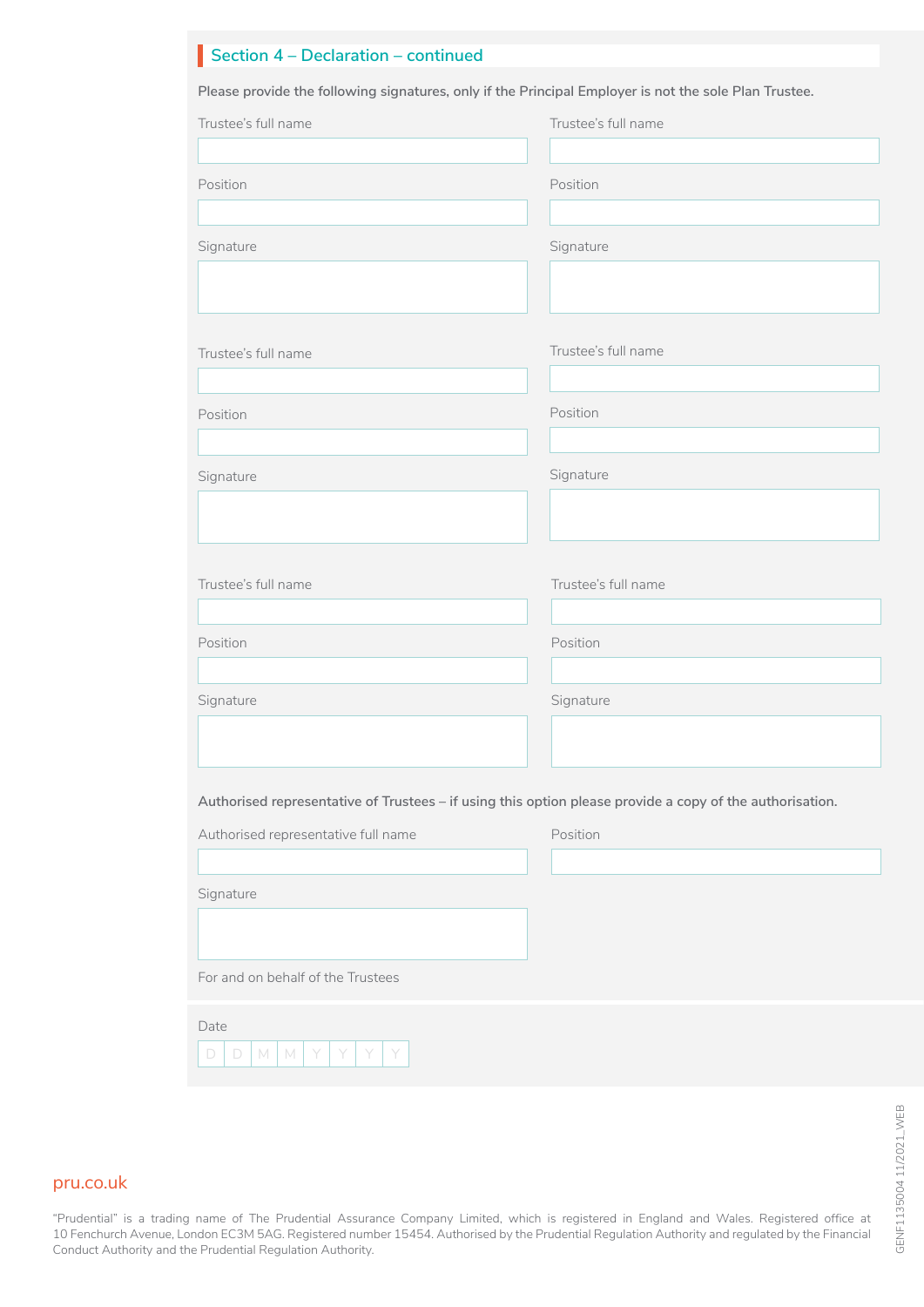## Section 4 – Declaration – continued

**Please provide the following signatures, only if the Principal Employer is not the sole Plan Trustee.**

Trustee's full name

Position

Signature

Trustee's full name

Position

Signature

Trustee's full name

Position

Signature

Trustee's full name

Position

Signature

Trustee's full name

Position

Signature

Trustee's full name

Position

Signature

**Authorised representative of Trustees – if using this option please provide a copy of the authorisation.**

Authorised representative full name

Position

Signature

For and on behalf of the Trustees

Date

D D M M Y Y Y Y

pru.co.uk

"Prudential" is a trading name of The Prudential Assurance Company Limited, which is registered in England and Wales. Registered office at 10 Fenchurch Avenue, London EC3M 5AG. Registered number 15454. Authorised by the Prudential Regulation Authority and regulated by the Financial Conduct Authority and the Prudential Regulation Authority.

GENF1135004 11/2021_WEB